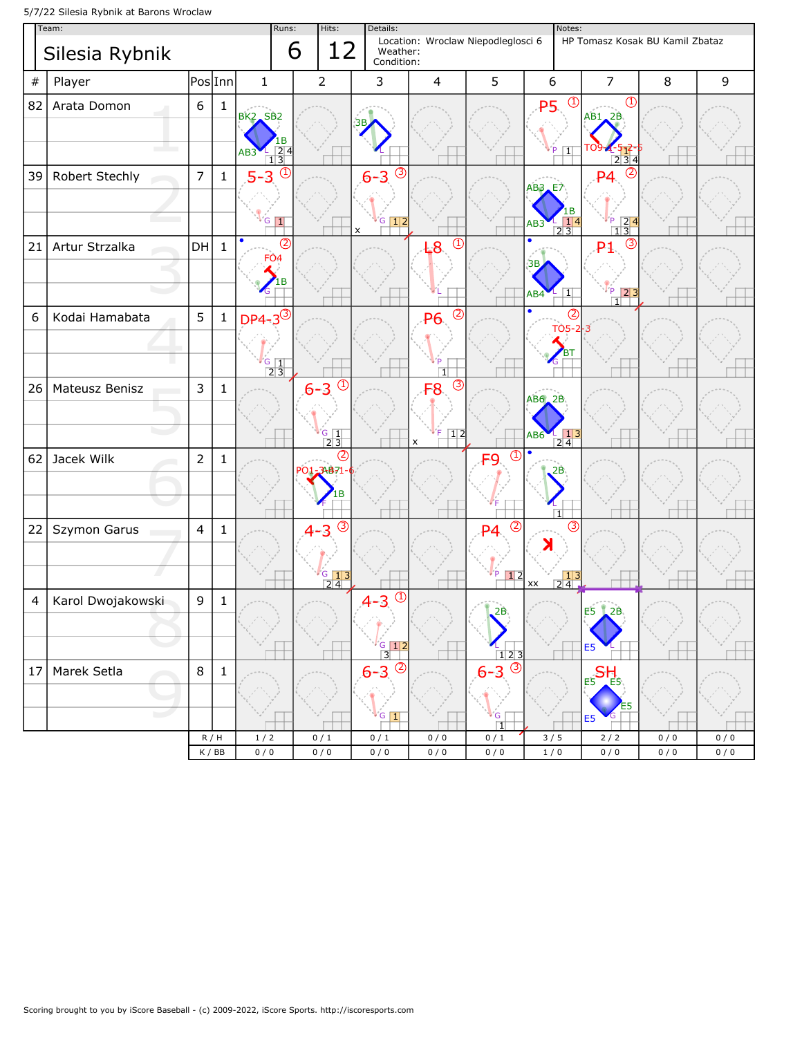5/7/22 Silesia Rybnik at Barons Wroclaw

| Team: | Runs: | Hits: | Details: | Notes: |
|---|---|---|---|---|
| Silesia Rybnik | 6 | 12 | Location: Wroclaw Niepodleglosci 6<br>Weather:<br>Condition: | HP Tomasz Kosak BU Kamil Zbataz |

| # | Player | Pos | Inn | 1 | 2 | 3 | 4 | 5 | 6 | 7 | 8 | 9 |
|---|---|---|---|---|---|---|---|---|---|---|---|---|
| 82 | Arata Domon | 6 | 1 | 1B BK2 SB2 AB3 | | 3B | | | P5 ① | 2B AB1 TO9-1-5-2-6 ① | | |
| 39 | Robert Stechly | 7 | 1 | 5-3 ① | | 6-3 ③ | | | E7 AB3 1B AB3 | P4 ② | | |
| 21 | Artur Strzalka | DH | 1 | FO4 1B ② | | | L8 ① | | 3B AB4 | P1 ③ | | |
| 6 | Kodai Hamabata | 5 | 1 | DP4-3 ③ | | | P6 ② | | TO5-2-3 BT ② | | | |
| 26 | Mateusz Benisz | 3 | 1 | | 6-3 ① | | F8 ③ | | 2B AB6 AB6 | | | |
| 62 | Jacek Wilk | 2 | 1 | | PO1-3 AB7 1-6 1B ② | | | F9 ① | 2B | | | |
| 22 | Szymon Garus | 4 | 1 | | 4-3 ③ | | | P4 ② | K ③ | | | |
| 4 | Karol Dwojakowski | 9 | 1 | | | 4-3 ① | | 2B | | E5 2B E5 | | |
| 17 | Marek Setla | 8 | 1 | | | 6-3 ② | | 6-3 ③ | | SH E5 E5 E5 E5 | | |
| | | | R / H | 1 / 2 | 0 / 1 | 0 / 1 | 0 / 0 | 0 / 1 | 3 / 5 | 2 / 2 | 0 / 0 | 0 / 0 |
| | | | K / BB | 0 / 0 | 0 / 0 | 0 / 0 | 0 / 0 | 0 / 0 | 1 / 0 | 0 / 0 | 0 / 0 | 0 / 0 |

Scoring brought to you by iScore Baseball - (c) 2009-2022, iScore Sports. http://iscoresports.com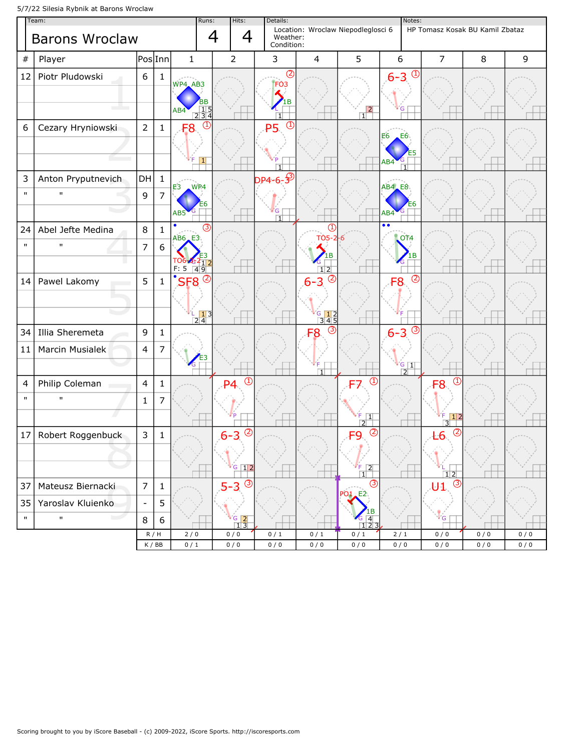5/7/22 Silesia Rybnik at Barons Wroclaw

| Team: | Runs: | Hits: | Details: | Notes: |
|---|---|---|---|---|
| Barons Wroclaw | 4 | 4 | Location: Wroclaw Niepodleglosci 6<br>Weather:<br>Condition: | HP Tomasz Kosak BU Kamil Zbataz |

| # | Player | Pos | Inn | 1 | 2 | 3 | 4 | 5 | 6 | 7 | 8 | 9 |
|---|---|---|---|---|---|---|---|---|---|---|---|---|
| 12 | Piotr Pludowski | 6 | 1 | WP4 AB3 BB AB4 | | FO3 1B (2) | | | 6-3 (1) | | | |
| 6 | Cezary Hryniowski | 2 | 1 | F8 (1) | | P5 (1) | | | E6 E6 E5 AB4 | | | |
| 3 | Anton Pryputnevich | DH | 1 | E3 WP4 E6 AB5 | | DP4-6-3 (3) | | | AB4 E8 E6 AB4 | | | |
| " | " | 9 | 7 | | | | | | | | | |
| 24 | Abel Jefte Medina | 8 | 1 | AB6 E3 E3 TO6-6-2 (3) F: 5 | | | TO5-2-6 1B (1) | | OT4 1B | | | |
| " | " | 7 | 6 | | | | | | | | | |
| 14 | Pawel Lakomy | 5 | 1 | SF8 (2) | | | 6-3 (2) | | F8 (2) | | | |
| 34 | Illia Sheremeta | 9 | 1 | E3 | | | F8 (3) | | 6-3 (3) | | | |
| 11 | Marcin Musialek | 4 | 7 | | | | | | | | | |
| 4 | Philip Coleman | 4 | 1 | | P4 (1) | | | F7 (1) | | F8 (1) | | |
| " | " | 1 | 7 | | | | | | | | | |
| 17 | Robert Roggenbuck | 3 | 1 | | 6-3 (2) | | | F9 (2) | | L6 (2) | | |
| 37 | Mateusz Biernacki | 7 | 1 | | 5-3 (3) | | | PO1 E2 1B (3) | | U1 (3) | | |
| 35 | Yaroslav Kluienko | - | 5 | | | | | | | | | |
| " | " | 8 | 6 | | | | | | | | | |
| | | R / H | | 2 / 0 | 0 / 0 | 0 / 1 | 0 / 1 | 0 / 1 | 2 / 1 | 0 / 0 | 0 / 0 | 0 / 0 |
| | | K / BB | | 0 / 1 | 0 / 0 | 0 / 0 | 0 / 0 | 0 / 0 | 0 / 0 | 0 / 0 | 0 / 0 | 0 / 0 |

Scoring brought to you by iScore Baseball - (c) 2009-2022, iScore Sports. http://iscoresports.com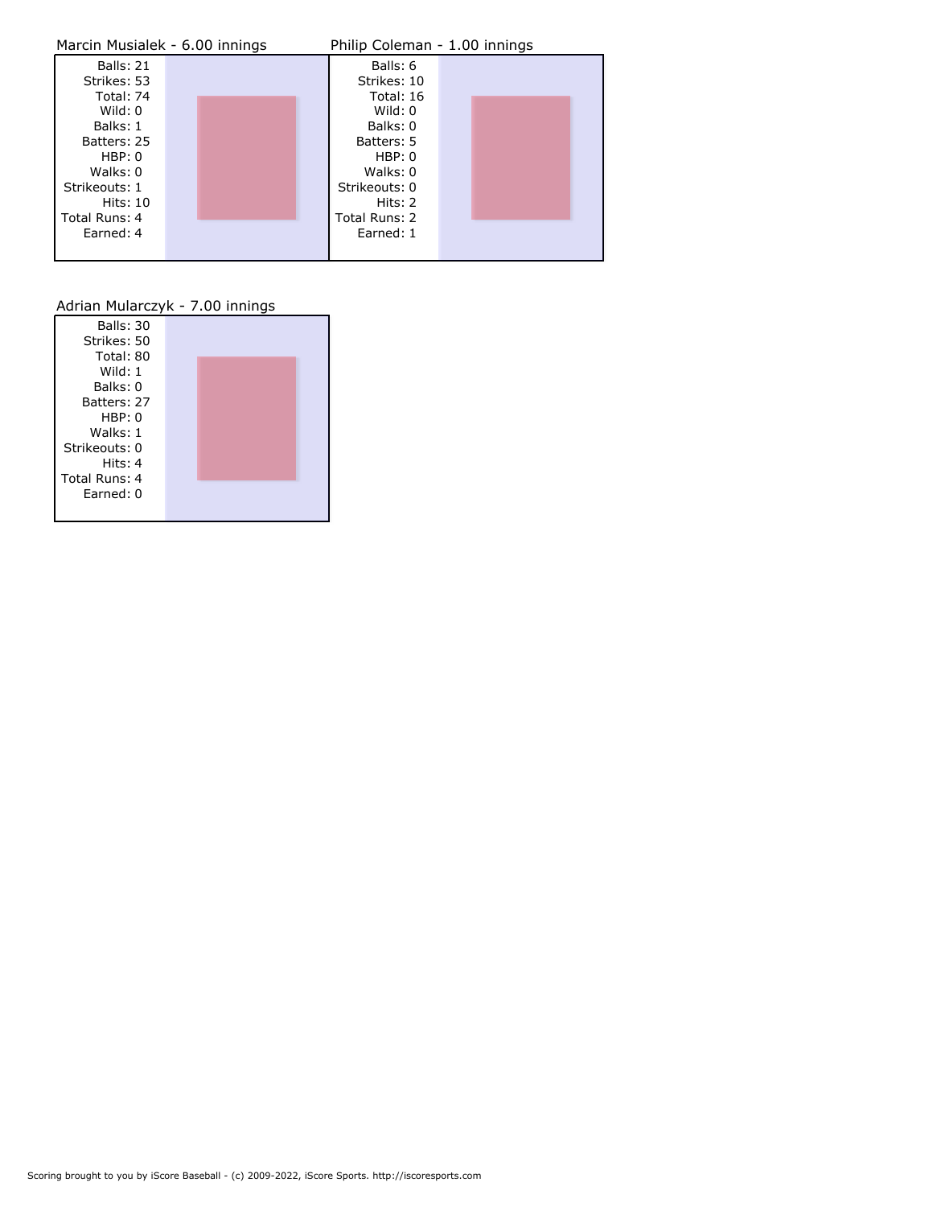### Marcin Musialek - 6.00 innings

Balls: 21
Strikes: 53
Total: 74
Wild: 0
Balks: 1
Batters: 25
HBP: 0
Walks: 0
Strikeouts: 1
Hits: 10
Total Runs: 4
Earned: 4

### Philip Coleman - 1.00 innings

Balls: 6
Strikes: 10
Total: 16
Wild: 0
Balks: 0
Batters: 5
HBP: 0
Walks: 0
Strikeouts: 0
Hits: 2
Total Runs: 2
Earned: 1

### Adrian Mularczyk - 7.00 innings

Balls: 30
Strikes: 50
Total: 80
Wild: 1
Balks: 0
Batters: 27
HBP: 0
Walks: 1
Strikeouts: 0
Hits: 4
Total Runs: 4
Earned: 0

Scoring brought to you by iScore Baseball - (c) 2009-2022, iScore Sports. http://iscoresports.com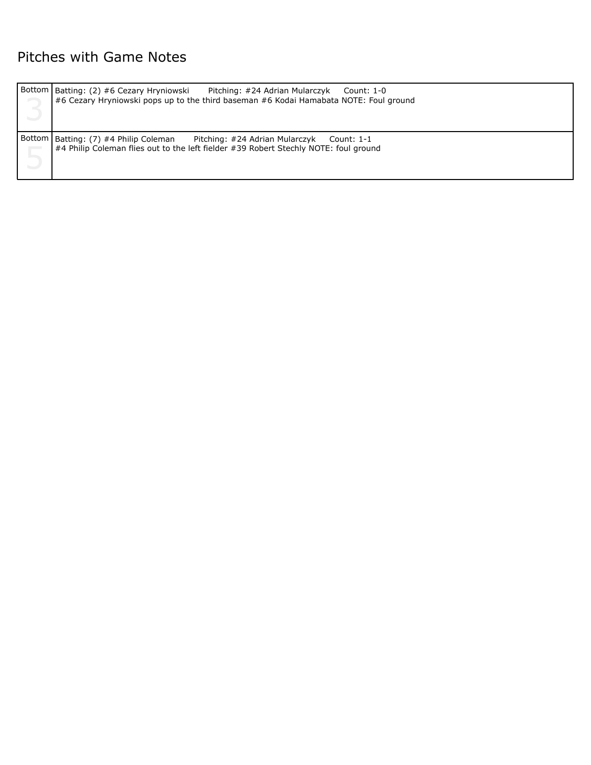# Pitches with Game Notes

| | |
|---|---|
| Bottom 3 | Batting: (2) #6 Cezary Hryniowski Pitching: #24 Adrian Mularczyk Count: 1-0<br>#6 Cezary Hryniowski pops up to the third baseman #6 Kodai Hamabata NOTE: Foul ground |
| Bottom 5 | Batting: (7) #4 Philip Coleman Pitching: #24 Adrian Mularczyk Count: 1-1<br>#4 Philip Coleman flies out to the left fielder #39 Robert Stechly NOTE: foul ground |